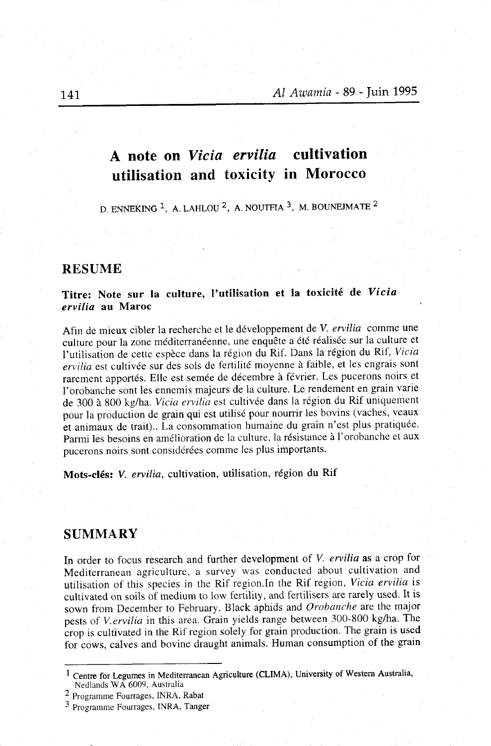# A note on *Vicia ervilia* cultivation utilisation and toxicity in Morocco

D. ENNEKING [1], A. LAHLOU [2], A. NOUTFIA [3], M. BOUNEJMATE [2]

## RESUME

**Titre: Note sur la culture, l'utilisation et la toxicité de *Vicia ervilia* au Maroc**

Afin de mieux cibler la recherche et le développement de *V. ervilia* comme une culture pour la zone méditerranéenne, une enquête a été réalisée sur la culture et l'utilisation de cette espèce dans la région du Rif. Dans la région du Rif, *Vicia ervilia* est cultivée sur des sols de fertilité moyenne à faible, et les engrais sont rarement apportés. Elle est semée de décembre à février. Les pucerons noirs et l'orobanche sont les ennemis majeurs de la culture. Le rendement en grain varie de 300 à 800 kg/ha. *Vicia ervilia* est cultivée dans la région du Rif uniquement pour la production de grain qui est utilisé pour nourrir les bovins (vaches, veaux et animaux de trait).. La consommation humaine du grain n'est plus pratiquée. Parmi les besoins en amélioration de la culture, la résistance à l'orobanche et aux pucerons noirs sont considérées comme les plus importants.

**Mots-clés:** *V. ervilia*, cultivation, utilisation, région du Rif

## SUMMARY

In order to focus research and further development of *V. ervilia* as a crop for Mediterranean agriculture, a survey was conducted about cultivation and utilisation of this species in the Rif region.In the Rif region, *Vicia ervilia* is cultivated on soils of medium to low fertility, and fertilisers are rarely used. It is sown from December to February. Black aphids and *Orobanche* are the major pests of *V.ervilia* in this area. Grain yields range between 300-800 kg/ha. The crop is cultivated in the Rif region solely for grain production. The grain is used for cows, calves and bovine draught animals. Human consumption of the grain

[1] Centre for Legumes in Mediterranean Agriculture (CLIMA), University of Western Australia, Nedlands WA 6009, Australia

[2] Programme Fourrages, INRA, Rabat

[3] Programme Fourrages, INRA, Tanger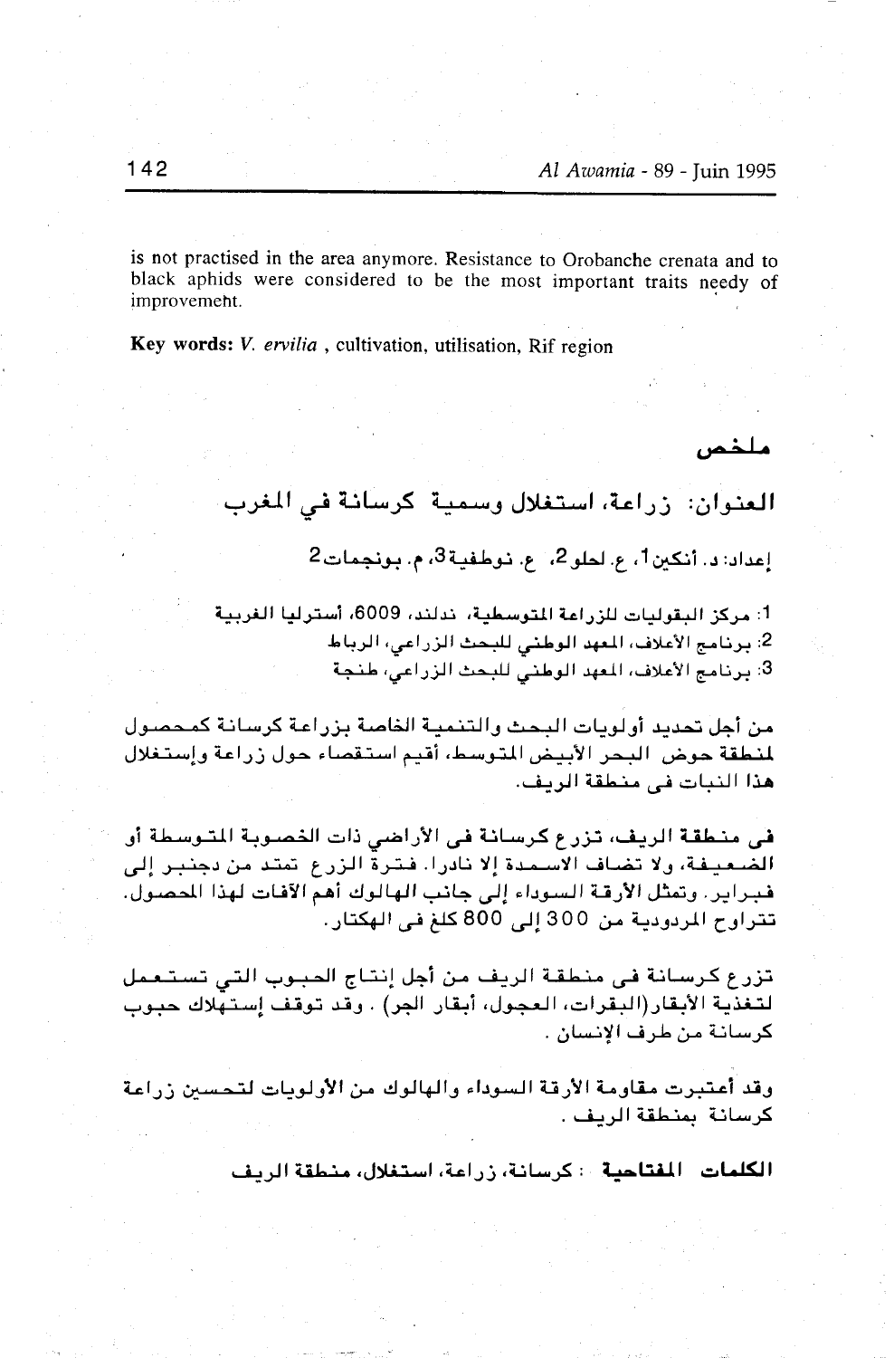is not practised in the area anymore. Resistance to Orobanche crenata and to black aphids were considered to be the most important traits needy of improvement.

**Key words:** *V. ervilia* , cultivation, utilisation, Rif region

## ملخص

### العنوان: زراعة، استغلال وسمية كرسانة في المغرب

إعداد: د. أنكين[1]، ع. لحلو[2]، ع. نوطفية[3]، م. بونجمات[2]

1: مركز البقوليات للزراعة المتوسطية، ندلند، 6009، أستراليا الغربية
2: برنامج الأعلاف، المعهد الوطني للبحث الزراعي، الرباط
3: برنامج الأعلاف، المعهد الوطني للبحث الزراعي، طنجة

من أجل تحديد أولويات البحث والتنمية الخاصة بزراعة كرسانة كمحصول لمنطقة حوض البحر الأبيض المتوسط، أقيم استقصاء حول زراعة وإستغلال هذا النبات فى منطقة الريف.

فى منطقة الريف، تزرع كرسانة فى الأراضي ذات الخصوبة المتوسطة أو الضعيفة، ولا تضاف الاسمدة إلا نادرا. فترة الزرع تمتد من دجنبر إلى فبراير. وتمثل الأرقة السوداء إلى جانب *الهالوك* أهم الآفات لهذا المحصول. تتراوح المردودية من 300 إلى 800 كلغ فى الهكتار.

تزرع كرسانة فى منطقة الريف من أجل إنتاج الحبوب التي تستعمل لتغذية الأبقار(البقرات، العجول، أبقار الجر) . وقد توقف إستهلاك حبوب كرسانة من طرف الإنسان .

وقد أعتبرت مقاومة الأرقة السوداء والهالوك من الأولويات لتحسين زراعة كرسانة بمنطقة الريف .

**الكلمات المفتاحية** : كرسانة، زراعة، استغلال، منطقة الريف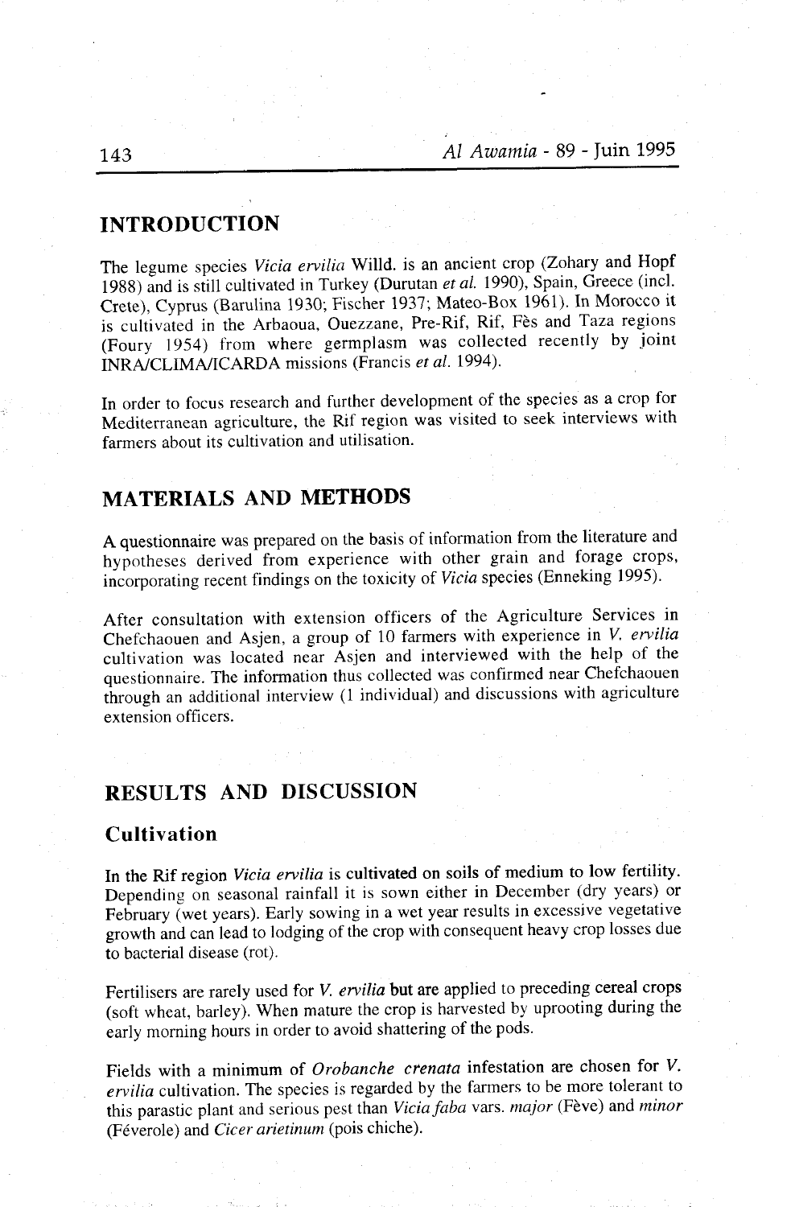## INTRODUCTION

The legume species *Vicia ervilia* Willd. is an ancient crop (Zohary and Hopf 1988) and is still cultivated in Turkey (Durutan *et al.* 1990), Spain, Greece (incl. Crete), Cyprus (Barulina 1930; Fischer 1937; Mateo-Box 1961). In Morocco it is cultivated in the Arbaoua, Ouezzane, Pre-Rif, Rif, Fès and Taza regions (Foury 1954) from where germplasm was collected recently by joint INRA/CLIMA/ICARDA missions (Francis *et al.* 1994).

In order to focus research and further development of the species as a crop for Mediterranean agriculture, the Rif region was visited to seek interviews with farmers about its cultivation and utilisation.

## MATERIALS AND METHODS

A questionnaire was prepared on the basis of information from the literature and hypotheses derived from experience with other grain and forage crops, incorporating recent findings on the toxicity of *Vicia* species (Enneking 1995).

After consultation with extension officers of the Agriculture Services in Chefchaouen and Asjen, a group of 10 farmers with experience in *V. ervilia* cultivation was located near Asjen and interviewed with the help of the questionnaire. The information thus collected was confirmed near Chefchaouen through an additional interview (1 individual) and discussions with agriculture extension officers.

## RESULTS AND DISCUSSION

### Cultivation

In the Rif region *Vicia ervilia* is cultivated on soils of medium to low fertility. Depending on seasonal rainfall it is sown either in December (dry years) or February (wet years). Early sowing in a wet year results in excessive vegetative growth and can lead to lodging of the crop with consequent heavy crop losses due to bacterial disease (rot).

Fertilisers are rarely used for *V. ervilia* but are applied to preceding cereal crops (soft wheat, barley). When mature the crop is harvested by uprooting during the early morning hours in order to avoid shattering of the pods.

Fields with a minimum of *Orobanche crenata* infestation are chosen for *V. ervilia* cultivation. The species is regarded by the farmers to be more tolerant to this parastic plant and serious pest than *Vicia faba* vars. *major* (Fève) and *minor* (Féverole) and *Cicer arietinum* (pois chiche).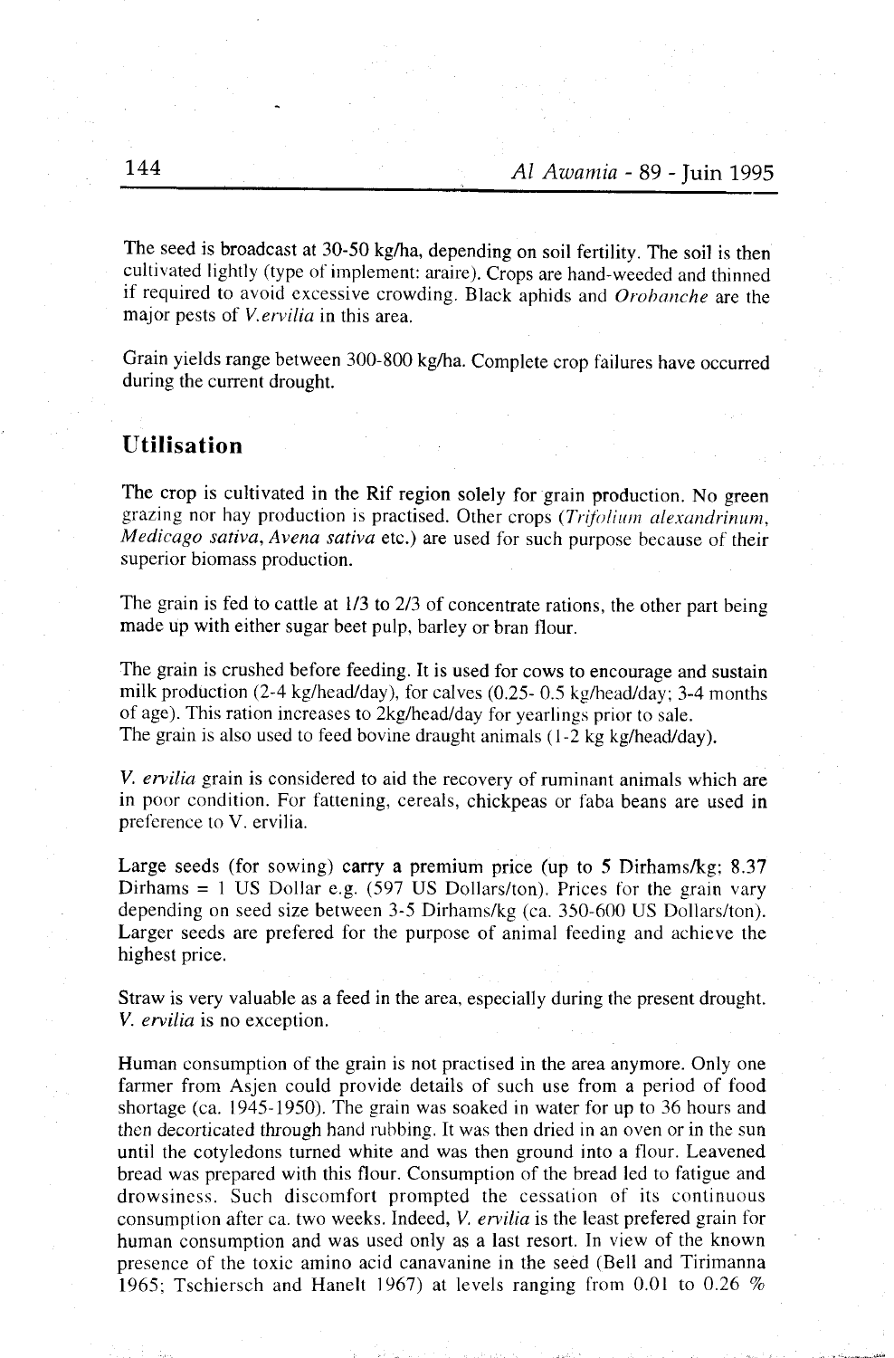The seed is broadcast at 30-50 kg/ha, depending on soil fertility. The soil is then cultivated lightly (type of implement: araire). Crops are hand-weeded and thinned if required to avoid excessive crowding. Black aphids and *Orobanche* are the major pests of *V.ervilia* in this area.

Grain yields range between 300-800 kg/ha. Complete crop failures have occurred during the current drought.

## Utilisation

The crop is cultivated in the Rif region solely for grain production. No green grazing nor hay production is practised. Other crops (*Trifolium alexandrinum, Medicago sativa, Avena sativa* etc.) are used for such purpose because of their superior biomass production.

The grain is fed to cattle at 1/3 to 2/3 of concentrate rations, the other part being made up with either sugar beet pulp, barley or bran flour.

The grain is crushed before feeding. It is used for cows to encourage and sustain milk production (2-4 kg/head/day), for calves (0.25- 0.5 kg/head/day; 3-4 months of age). This ration increases to 2kg/head/day for yearlings prior to sale.
The grain is also used to feed bovine draught animals (1-2 kg kg/head/day).

*V. ervilia* grain is considered to aid the recovery of ruminant animals which are in poor condition. For fattening, cereals, chickpeas or faba beans are used in preference to V. ervilia.

Large seeds (for sowing) carry a premium price (up to 5 Dirhams/kg; 8.37 Dirhams = 1 US Dollar e.g. (597 US Dollars/ton). Prices for the grain vary depending on seed size between 3-5 Dirhams/kg (ca. 350-600 US Dollars/ton). Larger seeds are prefered for the purpose of animal feeding and achieve the highest price.

Straw is very valuable as a feed in the area, especially during the present drought. *V. ervilia* is no exception.

Human consumption of the grain is not practised in the area anymore. Only one farmer from Asjen could provide details of such use from a period of food shortage (ca. 1945-1950). The grain was soaked in water for up to 36 hours and then decorticated through hand rubbing. It was then dried in an oven or in the sun until the cotyledons turned white and was then ground into a flour. Leavened bread was prepared with this flour. Consumption of the bread led to fatigue and drowsiness. Such discomfort prompted the cessation of its continuous consumption after ca. two weeks. Indeed, *V. ervilia* is the least prefered grain for human consumption and was used only as a last resort. In view of the known presence of the toxic amino acid canavanine in the seed (Bell and Tirimanna 1965; Tschiersch and Hanelt 1967) at levels ranging from 0.01 to 0.26 %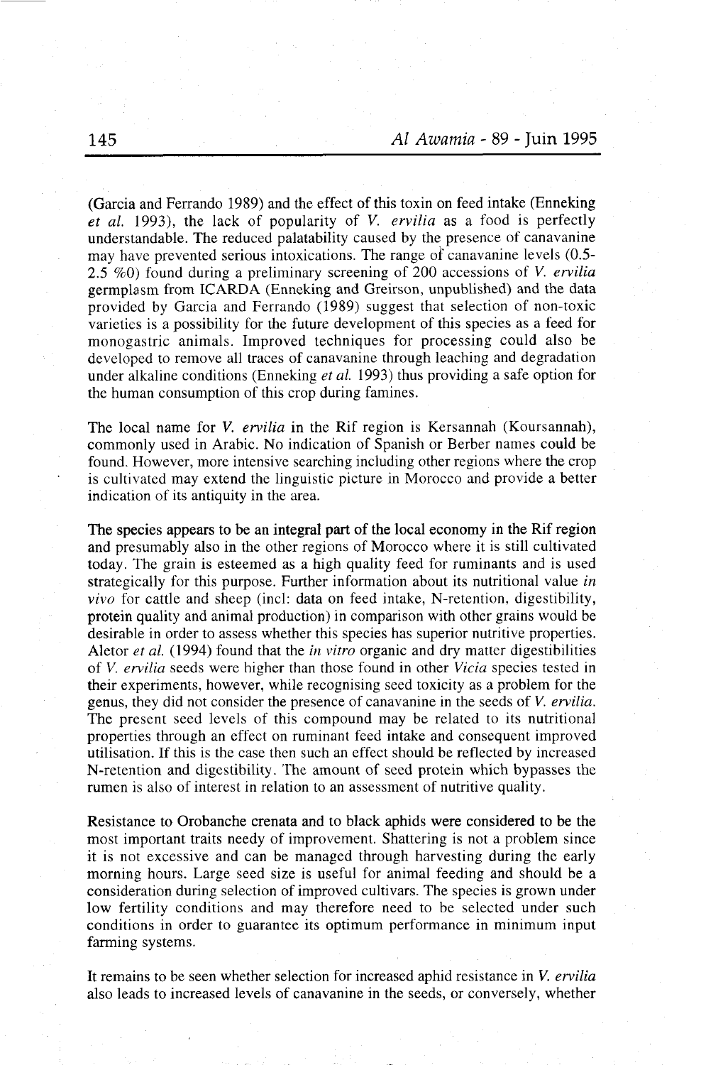(Garcia and Ferrando 1989) and the effect of this toxin on feed intake (Enneking *et al.* 1993), the lack of popularity of *V. ervilia* as a food is perfectly understandable. The reduced palatability caused by the presence of canavanine may have prevented serious intoxications. The range of canavanine levels (0.5-2.5 %0) found during a preliminary screening of 200 accessions of *V. ervilia* germplasm from ICARDA (Enneking and Greirson, unpublished) and the data provided by Garcia and Ferrando (1989) suggest that selection of non-toxic varieties is a possibility for the future development of this species as a feed for monogastric animals. Improved techniques for processing could also be developed to remove all traces of canavanine through leaching and degradation under alkaline conditions (Enneking *et al.* 1993) thus providing a safe option for the human consumption of this crop during famines.

The local name for *V. ervilia* in the Rif region is Kersannah (Koursannah), commonly used in Arabic. No indication of Spanish or Berber names could be found. However, more intensive searching including other regions where the crop is cultivated may extend the linguistic picture in Morocco and provide a better indication of its antiquity in the area.

The species appears to be an integral part of the local economy in the Rif region and presumably also in the other regions of Morocco where it is still cultivated today. The grain is esteemed as a high quality feed for ruminants and is used strategically for this purpose. Further information about its nutritional value *in vivo* for cattle and sheep (incl: data on feed intake, N-retention, digestibility, protein quality and animal production) in comparison with other grains would be desirable in order to assess whether this species has superior nutritive properties. Aletor *et al.* (1994) found that the *in vitro* organic and dry matter digestibilities of *V. ervilia* seeds were higher than those found in other *Vicia* species tested in their experiments, however, while recognising seed toxicity as a problem for the genus, they did not consider the presence of canavanine in the seeds of *V. ervilia*. The present seed levels of this compound may be related to its nutritional properties through an effect on ruminant feed intake and consequent improved utilisation. If this is the case then such an effect should be reflected by increased N-retention and digestibility. The amount of seed protein which bypasses the rumen is also of interest in relation to an assessment of nutritive quality.

Resistance to Orobanche crenata and to black aphids were considered to be the most important traits needy of improvement. Shattering is not a problem since it is not excessive and can be managed through harvesting during the early morning hours. Large seed size is useful for animal feeding and should be a consideration during selection of improved cultivars. The species is grown under low fertility conditions and may therefore need to be selected under such conditions in order to guarantee its optimum performance in minimum input farming systems.

It remains to be seen whether selection for increased aphid resistance in *V. ervilia* also leads to increased levels of canavanine in the seeds, or conversely, whether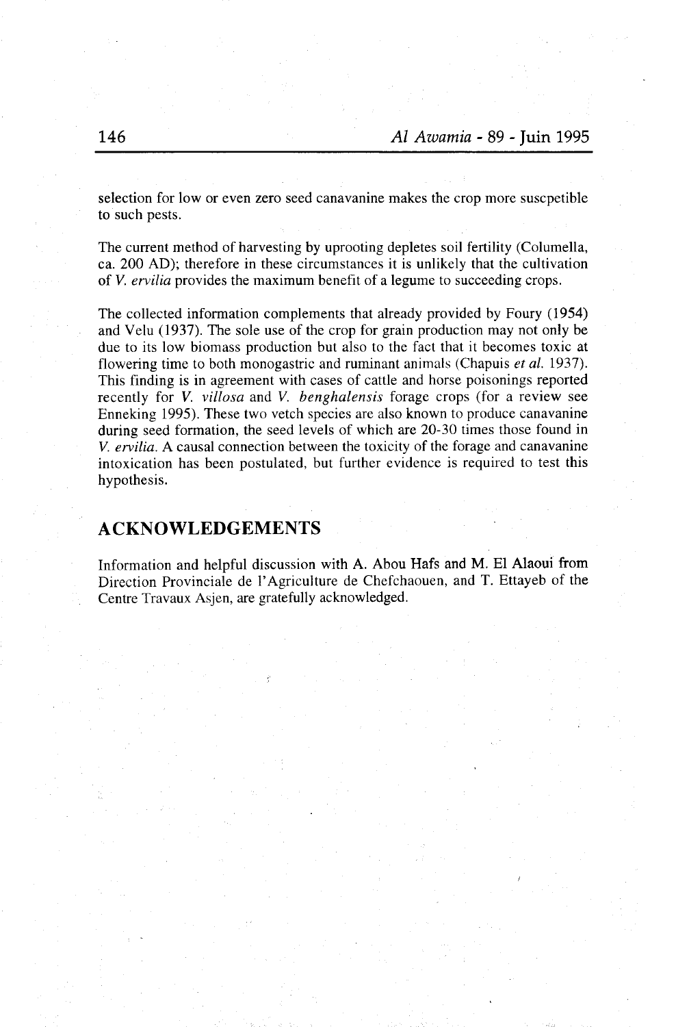selection for low or even zero seed canavanine makes the crop more suscpetible to such pests.

The current method of harvesting by uprooting depletes soil fertility (Columella, ca. 200 AD); therefore in these circumstances it is unlikely that the cultivation of *V. ervilia* provides the maximum benefit of a legume to succeeding crops.

The collected information complements that already provided by Foury (1954) and Velu (1937). The sole use of the crop for grain production may not only be due to its low biomass production but also to the fact that it becomes toxic at flowering time to both monogastric and ruminant animals (Chapuis *et al.* 1937). This finding is in agreement with cases of cattle and horse poisonings reported recently for *V. villosa* and *V. benghalensis* forage crops (for a review see Enneking 1995). These two vetch species are also known to produce canavanine during seed formation, the seed levels of which are 20-30 times those found in *V. ervilia*. A causal connection between the toxicity of the forage and canavanine intoxication has been postulated, but further evidence is required to test this hypothesis.

## ACKNOWLEDGEMENTS

Information and helpful discussion with A. Abou Hafs and M. El Alaoui from Direction Provinciale de l'Agriculture de Chefchaouen, and T. Ettayeb of the Centre Travaux Asjen, are gratefully acknowledged.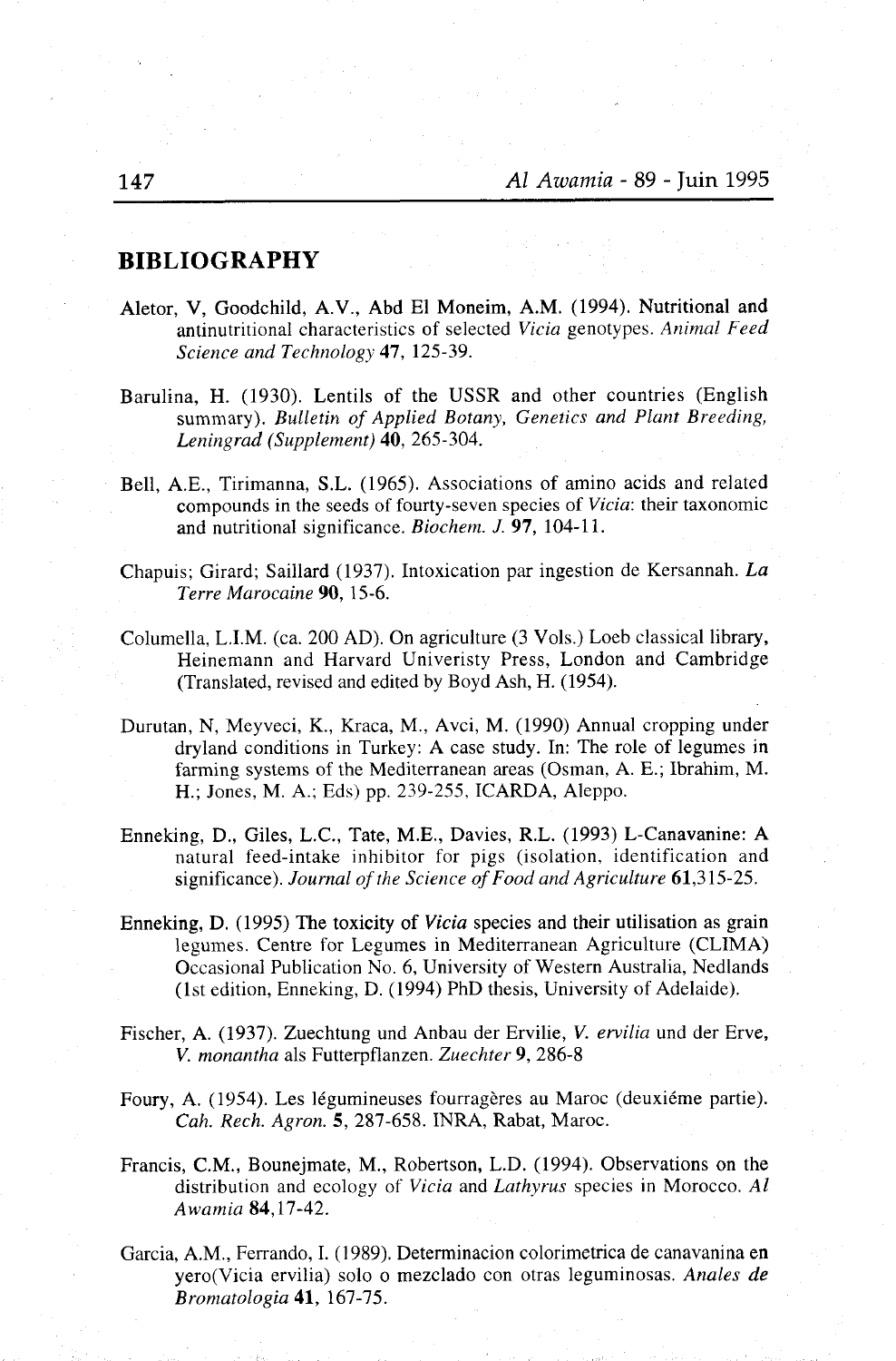## BIBLIOGRAPHY

Aletor, V, Goodchild, A.V., Abd El Moneim, A.M. (1994). Nutritional and antinutritional characteristics of selected *Vicia* genotypes. *Animal Feed Science and Technology* **47**, 125-39.

Barulina, H. (1930). Lentils of the USSR and other countries (English summary). *Bulletin of Applied Botany, Genetics and Plant Breeding, Leningrad (Supplement)* **40**, 265-304.

Bell, A.E., Tirimanna, S.L. (1965). Associations of amino acids and related compounds in the seeds of fourty-seven species of *Vicia*: their taxonomic and nutritional significance. *Biochem. J.* **97**, 104-11.

Chapuis; Girard; Saillard (1937). Intoxication par ingestion de Kersannah. *La Terre Marocaine* **90**, 15-6.

Columella, L.I.M. (ca. 200 AD). On agriculture (3 Vols.) Loeb classical library, Heinemann and Harvard Univeristy Press, London and Cambridge (Translated, revised and edited by Boyd Ash, H. (1954).

Durutan, N, Meyveci, K., Kraca, M., Avci, M. (1990) Annual cropping under dryland conditions in Turkey: A case study. In: The role of legumes in farming systems of the Mediterranean areas (Osman, A. E.; Ibrahim, M. H.; Jones, M. A.; Eds) pp. 239-255, ICARDA, Aleppo.

Enneking, D., Giles, L.C., Tate, M.E., Davies, R.L. (1993) L-Canavanine: A natural feed-intake inhibitor for pigs (isolation, identification and significance). *Journal of the Science of Food and Agriculture* **61**,315-25.

Enneking, D. (1995) The toxicity of *Vicia* species and their utilisation as grain legumes. Centre for Legumes in Mediterranean Agriculture (CLIMA) Occasional Publication No. 6, University of Western Australia, Nedlands (1st edition, Enneking, D. (1994) PhD thesis, University of Adelaide).

Fischer, A. (1937). Zuechtung und Anbau der Ervilie, *V. ervilia* und der Erve, *V. monantha* als Futterpflanzen. *Zuechter* **9**, 286-8

Foury, A. (1954). Les légumineuses fourragères au Maroc (deuxième partie). *Cah. Rech. Agron.* **5**, 287-658. INRA, Rabat, Maroc.

Francis, C.M., Bounejmate, M., Robertson, L.D. (1994). Observations on the distribution and ecology of *Vicia* and *Lathyrus* species in Morocco. *Al Awamia* **84**,17-42.

Garcia, A.M., Ferrando, I. (1989). Determinacion colorimetrica de canavanina en yero(Vicia ervilia) solo o mezclado con otras leguminosas. *Anales de Bromatologia* **41**, 167-75.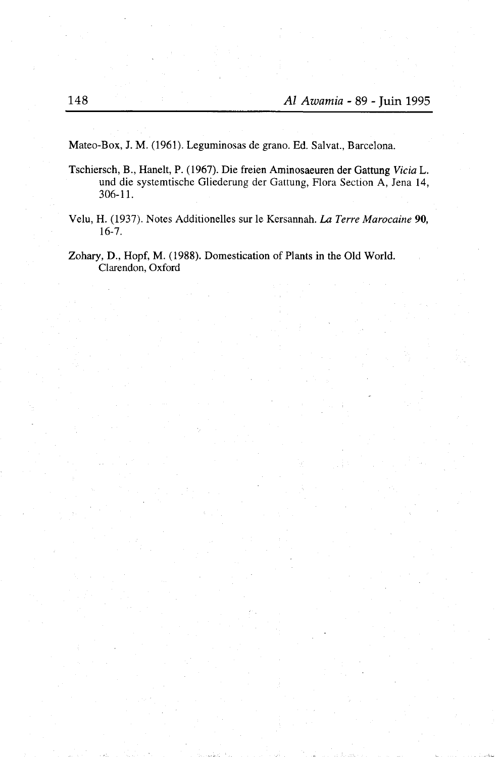Mateo-Box, J. M. (1961). Leguminosas de grano. Ed. Salvat., Barcelona.

Tschiersch, B., Hanelt, P. (1967). Die freien Aminosaeuren der Gattung *Vicia* L. und die systemtische Gliederung der Gattung, Flora Section A, Jena 14, 306-11.

Velu, H. (1937). Notes Additionelles sur le Kersannah. *La Terre Marocaine* **90,** 16-7.

Zohary, D., Hopf, M. (1988). Domestication of Plants in the Old World. Clarendon, Oxford